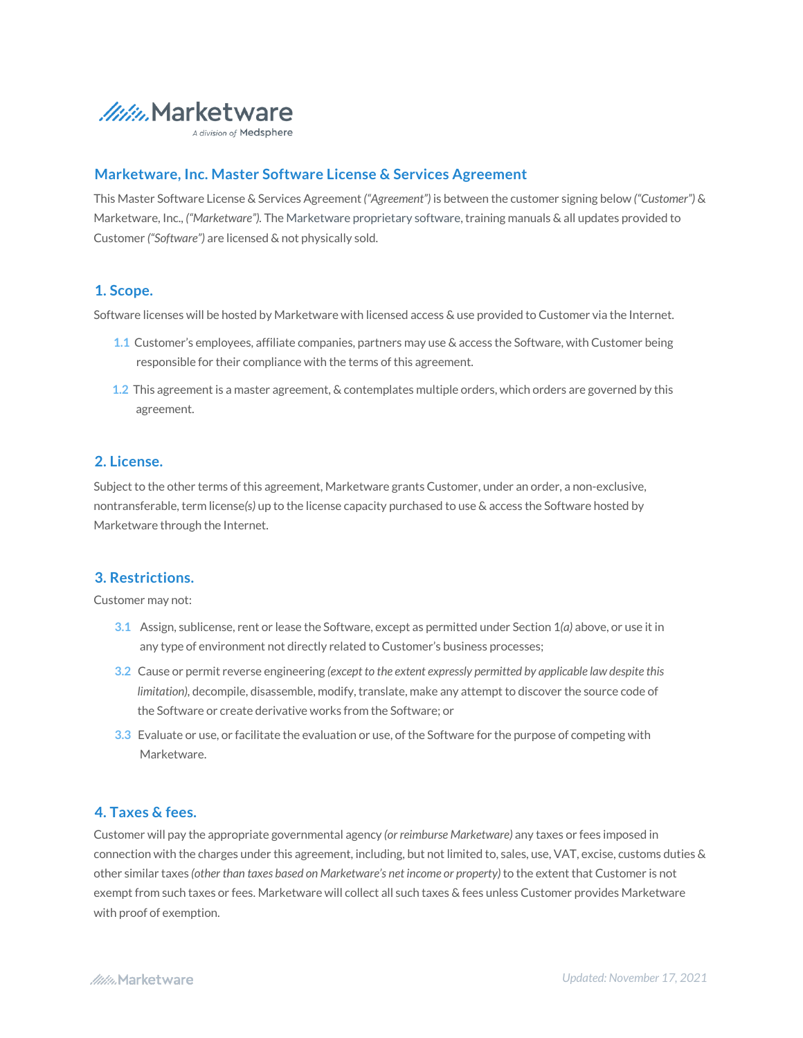Marketware

A division of Medsphere

## Marketware, Inc. Master Software License & Services Agreement

This Master Software License & Services Agreement *("Agreement")* is between the customer signing below *("Customer")* & Marketware, Inc., *("Marketware")*. The Marketware proprietary software, training manuals & all updates provided to Customer *("Software")* are licensed & not physically sold.

### 1. Scope.

Software licenses will be hosted by Marketware with licensed access & use provided to Customer via the Internet.

1.1 Customer's employees, affiliate companies, partners may use & access the Software, with Customer being responsible for their compliance with the terms of this agreement.

1.2 This agreement is a master agreement, & contemplates multiple orders, which orders are governed by this agreement.

### 2. License.

Subject to the other terms of this agreement, Marketware grants Customer, under an order, a non-exclusive, nontransferable, term license*(s)* up to the license capacity purchased to use & access the Software hosted by Marketware through the Internet.

### 3. Restrictions.

Customer may not:

3.1 Assign, sublicense, rent or lease the Software, except as permitted under Section 1*(a)* above, or use it in any type of environment not directly related to Customer's business processes;

3.2 Cause or permit reverse engineering *(except to the extent expressly permitted by applicable law despite this limitation)*, decompile, disassemble, modify, translate, make any attempt to discover the source code of the Software or create derivative works from the Software; or

3.3 Evaluate or use, or facilitate the evaluation or use, of the Software for the purpose of competing with Marketware.

### 4. Taxes & fees.

Customer will pay the appropriate governmental agency *(or reimburse Marketware)* any taxes or fees imposed in connection with the charges under this agreement, including, but not limited to, sales, use, VAT, excise, customs duties & other similar taxes *(other than taxes based on Marketware's net income or property)* to the extent that Customer is not exempt from such taxes or fees. Marketware will collect all such taxes & fees unless Customer provides Marketware with proof of exemption.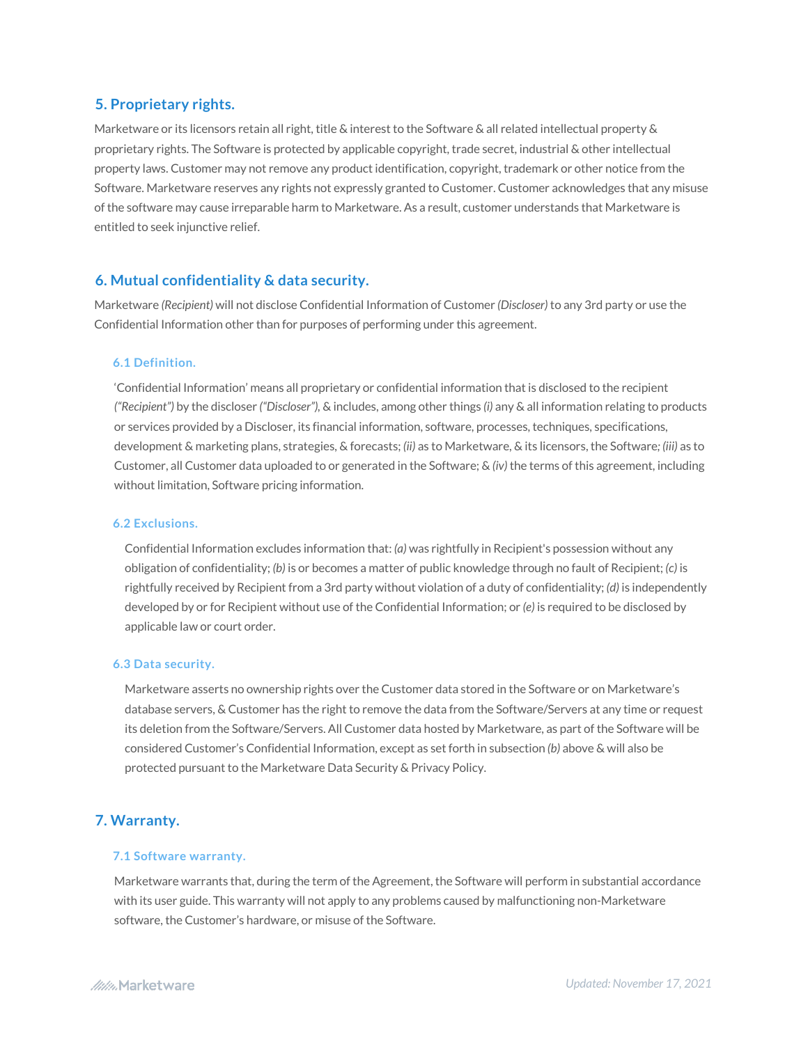## 5. Proprietary rights.

Marketware or its licensors retain all right, title & interest to the Software & all related intellectual property & proprietary rights. The Software is protected by applicable copyright, trade secret, industrial & other intellectual property laws. Customer may not remove any product identification, copyright, trademark or other notice from the Software. Marketware reserves any rights not expressly granted to Customer. Customer acknowledges that any misuse of the software may cause irreparable harm to Marketware. As a result, customer understands that Marketware is entitled to seek injunctive relief.

## 6. Mutual confidentiality & data security.

Marketware *(Recipient)* will not disclose Confidential Information of Customer *(Discloser)* to any 3rd party or use the Confidential Information other than for purposes of performing under this agreement.

### 6.1 Definition.

'Confidential Information' means all proprietary or confidential information that is disclosed to the recipient *("Recipient")* by the discloser *("Discloser")*, & includes, among other things *(i)* any & all information relating to products or services provided by a Discloser, its financial information, software, processes, techniques, specifications, development & marketing plans, strategies, & forecasts; *(ii)* as to Marketware, & its licensors, the Software; *(iii)* as to Customer, all Customer data uploaded to or generated in the Software; & *(iv)* the terms of this agreement, including without limitation, Software pricing information.

### 6.2 Exclusions.

Confidential Information excludes information that: *(a)* was rightfully in Recipient's possession without any obligation of confidentiality; *(b)* is or becomes a matter of public knowledge through no fault of Recipient; *(c)* is rightfully received by Recipient from a 3rd party without violation of a duty of confidentiality; *(d)* is independently developed by or for Recipient without use of the Confidential Information; or *(e)* is required to be disclosed by applicable law or court order.

### 6.3 Data security.

Marketware asserts no ownership rights over the Customer data stored in the Software or on Marketware's database servers, & Customer has the right to remove the data from the Software/Servers at any time or request its deletion from the Software/Servers. All Customer data hosted by Marketware, as part of the Software will be considered Customer's Confidential Information, except as set forth in subsection *(b)* above & will also be protected pursuant to the Marketware Data Security & Privacy Policy.

## 7. Warranty.

### 7.1 Software warranty.

Marketware warrants that, during the term of the Agreement, the Software will perform in substantial accordance with its user guide. This warranty will not apply to any problems caused by malfunctioning non-Marketware software, the Customer's hardware, or misuse of the Software.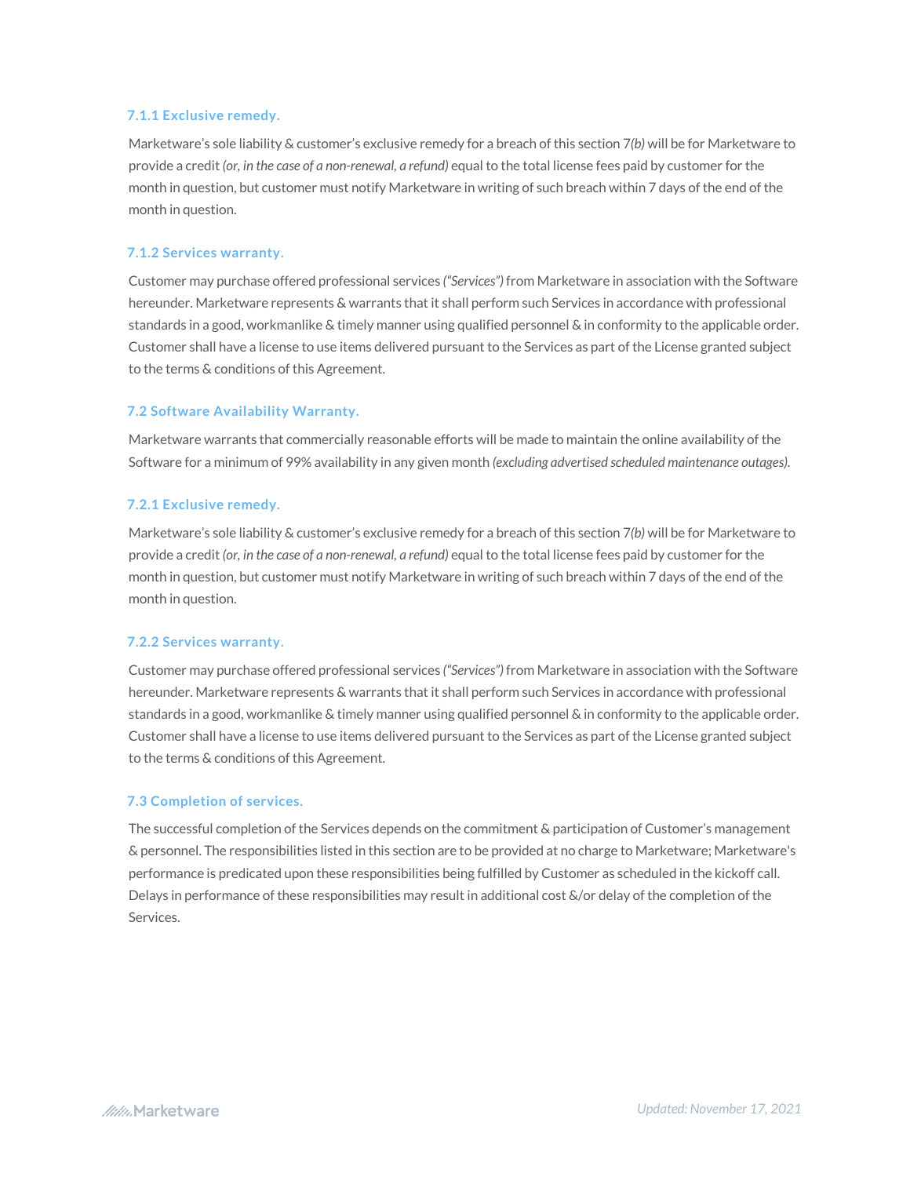### 7.1.1 Exclusive remedy.

Marketware's sole liability & customer's exclusive remedy for a breach of this section 7*(b)* will be for Marketware to provide a credit *(or, in the case of a non-renewal, a refund)* equal to the total license fees paid by customer for the month in question, but customer must notify Marketware in writing of such breach within 7 days of the end of the month in question.

### 7.1.2 Services warranty.

Customer may purchase offered professional services *("Services")* from Marketware in association with the Software hereunder. Marketware represents & warrants that it shall perform such Services in accordance with professional standards in a good, workmanlike & timely manner using qualified personnel & in conformity to the applicable order. Customer shall have a license to use items delivered pursuant to the Services as part of the License granted subject to the terms & conditions of this Agreement.

### 7.2 Software Availability Warranty.

Marketware warrants that commercially reasonable efforts will be made to maintain the online availability of the Software for a minimum of 99% availability in any given month *(excluding advertised scheduled maintenance outages).*

### 7.2.1 Exclusive remedy.

Marketware's sole liability & customer's exclusive remedy for a breach of this section 7*(b)* will be for Marketware to provide a credit *(or, in the case of a non-renewal, a refund)* equal to the total license fees paid by customer for the month in question, but customer must notify Marketware in writing of such breach within 7 days of the end of the month in question.

### 7.2.2 Services warranty.

Customer may purchase offered professional services *("Services")* from Marketware in association with the Software hereunder. Marketware represents & warrants that it shall perform such Services in accordance with professional standards in a good, workmanlike & timely manner using qualified personnel & in conformity to the applicable order. Customer shall have a license to use items delivered pursuant to the Services as part of the License granted subject to the terms & conditions of this Agreement.

### 7.3 Completion of services.

The successful completion of the Services depends on the commitment & participation of Customer's management & personnel. The responsibilities listed in this section are to be provided at no charge to Marketware; Marketware's performance is predicated upon these responsibilities being fulfilled by Customer as scheduled in the kickoff call. Delays in performance of these responsibilities may result in additional cost &/or delay of the completion of the Services.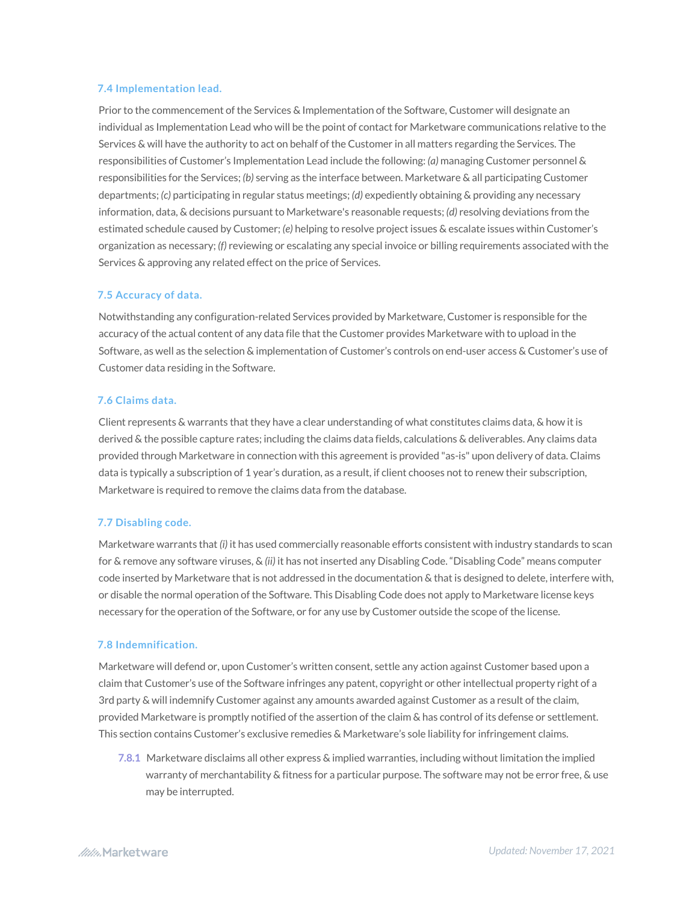### 7.4 Implementation lead.

Prior to the commencement of the Services & Implementation of the Software, Customer will designate an individual as Implementation Lead who will be the point of contact for Marketware communications relative to the Services & will have the authority to act on behalf of the Customer in all matters regarding the Services. The responsibilities of Customer's Implementation Lead include the following: *(a)* managing Customer personnel & responsibilities for the Services; *(b)* serving as the interface between. Marketware & all participating Customer departments; *(c)* participating in regular status meetings; *(d)* expediently obtaining & providing any necessary information, data, & decisions pursuant to Marketware's reasonable requests; *(d)* resolving deviations from the estimated schedule caused by Customer; *(e)* helping to resolve project issues & escalate issues within Customer's organization as necessary; *(f)* reviewing or escalating any special invoice or billing requirements associated with the Services & approving any related effect on the price of Services.

### 7.5 Accuracy of data.

Notwithstanding any configuration-related Services provided by Marketware, Customer is responsible for the accuracy of the actual content of any data file that the Customer provides Marketware with to upload in the Software, as well as the selection & implementation of Customer's controls on end-user access & Customer's use of Customer data residing in the Software.

### 7.6 Claims data.

Client represents & warrants that they have a clear understanding of what constitutes claims data, & how it is derived & the possible capture rates; including the claims data fields, calculations & deliverables. Any claims data provided through Marketware in connection with this agreement is provided "as-is" upon delivery of data. Claims data is typically a subscription of 1 year's duration, as a result, if client chooses not to renew their subscription, Marketware is required to remove the claims data from the database.

### 7.7 Disabling code.

Marketware warrants that *(i)* it has used commercially reasonable efforts consistent with industry standards to scan for & remove any software viruses, & *(ii)* it has not inserted any Disabling Code. "Disabling Code" means computer code inserted by Marketware that is not addressed in the documentation & that is designed to delete, interfere with, or disable the normal operation of the Software. This Disabling Code does not apply to Marketware license keys necessary for the operation of the Software, or for any use by Customer outside the scope of the license.

### 7.8 Indemnification.

Marketware will defend or, upon Customer's written consent, settle any action against Customer based upon a claim that Customer's use of the Software infringes any patent, copyright or other intellectual property right of a 3rd party & will indemnify Customer against any amounts awarded against Customer as a result of the claim, provided Marketware is promptly notified of the assertion of the claim & has control of its defense or settlement. This section contains Customer's exclusive remedies & Marketware's sole liability for infringement claims.

7.8.1 Marketware disclaims all other express & implied warranties, including without limitation the implied warranty of merchantability & fitness for a particular purpose. The software may not be error free, & use may be interrupted.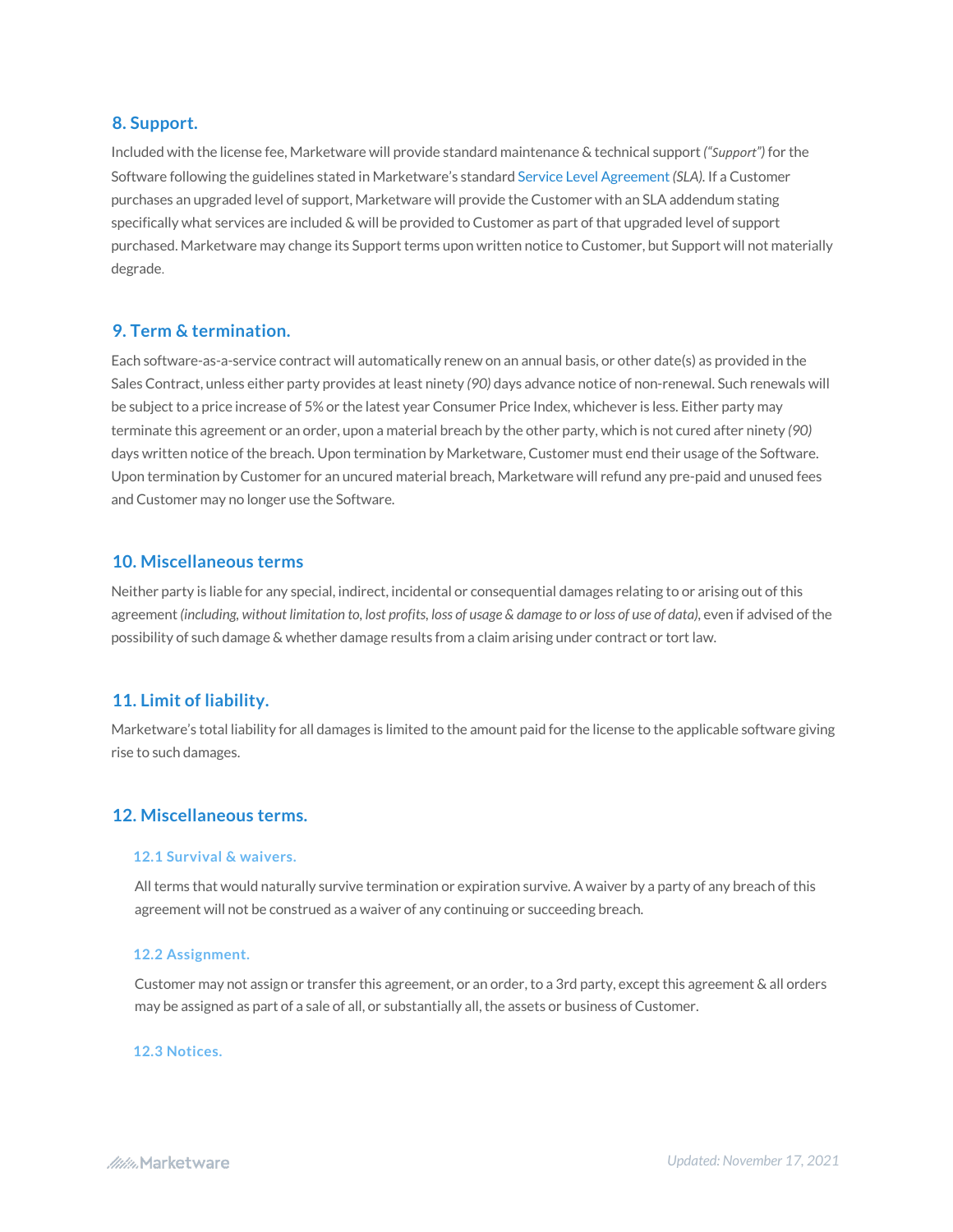## 8. Support.

Included with the license fee, Marketware will provide standard maintenance & technical support *("Support")* for the Software following the guidelines stated in Marketware's standard Service Level Agreement *(SLA).* If a Customer purchases an upgraded level of support, Marketware will provide the Customer with an SLA addendum stating specifically what services are included & will be provided to Customer as part of that upgraded level of support purchased. Marketware may change its Support terms upon written notice to Customer, but Support will not materially degrade.

## 9. Term & termination.

Each software-as-a-service contract will automatically renew on an annual basis, or other date(s) as provided in the Sales Contract, unless either party provides at least ninety *(90)* days advance notice of non-renewal. Such renewals will be subject to a price increase of 5% or the latest year Consumer Price Index, whichever is less. Either party may terminate this agreement or an order, upon a material breach by the other party, which is not cured after ninety *(90)* days written notice of the breach. Upon termination by Marketware, Customer must end their usage of the Software. Upon termination by Customer for an uncured material breach, Marketware will refund any pre-paid and unused fees and Customer may no longer use the Software.

## 10. Miscellaneous terms

Neither party is liable for any special, indirect, incidental or consequential damages relating to or arising out of this agreement *(including, without limitation to, lost profits, loss of usage & damage to or loss of use of data)*, even if advised of the possibility of such damage & whether damage results from a claim arising under contract or tort law.

## 11. Limit of liability.

Marketware's total liability for all damages is limited to the amount paid for the license to the applicable software giving rise to such damages.

## 12. Miscellaneous terms.

### 12.1 Survival & waivers.

All terms that would naturally survive termination or expiration survive. A waiver by a party of any breach of this agreement will not be construed as a waiver of any continuing or succeeding breach.

### 12.2 Assignment.

Customer may not assign or transfer this agreement, or an order, to a 3rd party, except this agreement & all orders may be assigned as part of a sale of all, or substantially all, the assets or business of Customer.

### 12.3 Notices.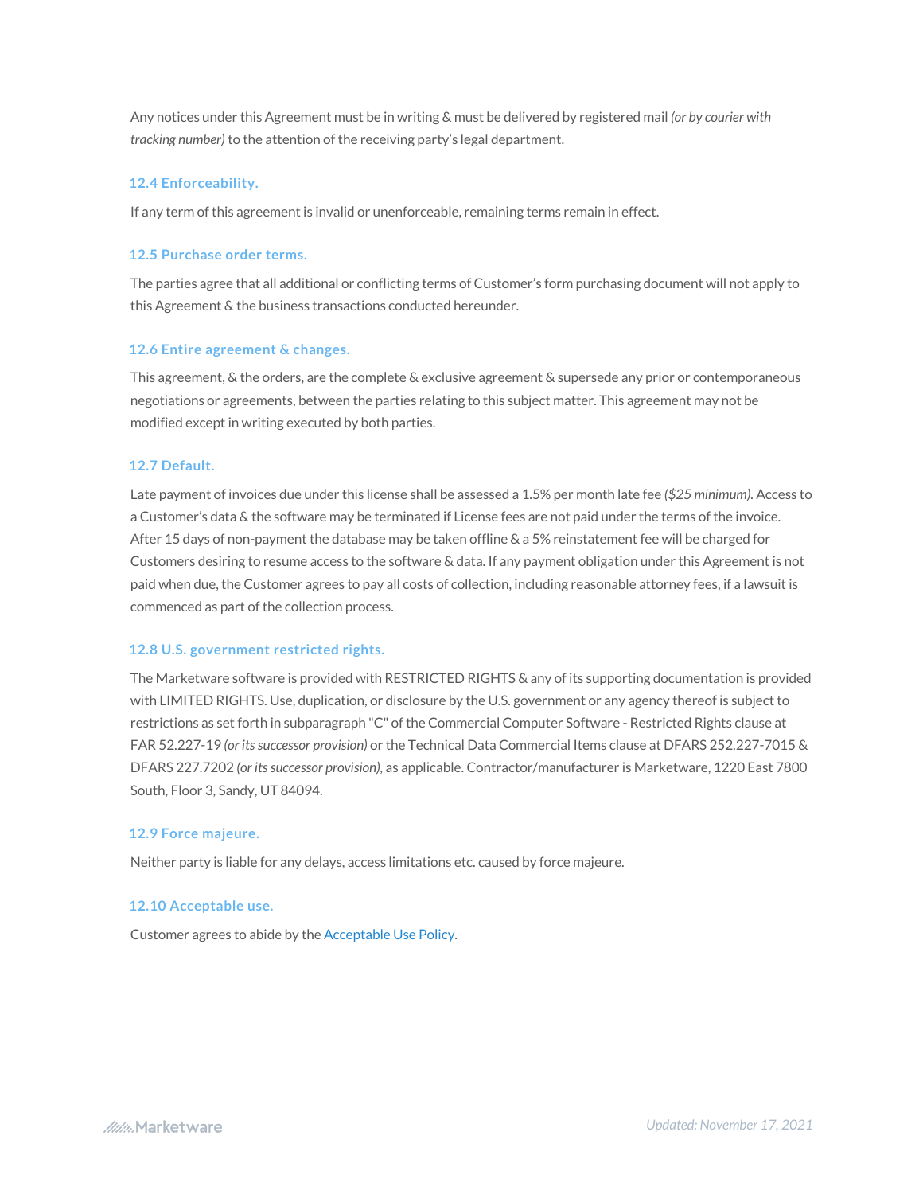Any notices under this Agreement must be in writing & must be delivered by registered mail *(or by courier with tracking number)* to the attention of the receiving party's legal department.

### 12.4 Enforceability.

If any term of this agreement is invalid or unenforceable, remaining terms remain in effect.

### 12.5 Purchase order terms.

The parties agree that all additional or conflicting terms of Customer's form purchasing document will not apply to this Agreement & the business transactions conducted hereunder.

### 12.6 Entire agreement & changes.

This agreement, & the orders, are the complete & exclusive agreement & supersede any prior or contemporaneous negotiations or agreements, between the parties relating to this subject matter. This agreement may not be modified except in writing executed by both parties.

### 12.7 Default.

Late payment of invoices due under this license shall be assessed a 1.5% per month late fee *($25 minimum)*. Access to a Customer's data & the software may be terminated if License fees are not paid under the terms of the invoice. After 15 days of non-payment the database may be taken offline & a 5% reinstatement fee will be charged for Customers desiring to resume access to the software & data. If any payment obligation under this Agreement is not paid when due, the Customer agrees to pay all costs of collection, including reasonable attorney fees, if a lawsuit is commenced as part of the collection process.

### 12.8 U.S. government restricted rights.

The Marketware software is provided with RESTRICTED RIGHTS & any of its supporting documentation is provided with LIMITED RIGHTS. Use, duplication, or disclosure by the U.S. government or any agency thereof is subject to restrictions as set forth in subparagraph "C" of the Commercial Computer Software - Restricted Rights clause at FAR 52.227-19 *(or its successor provision)* or the Technical Data Commercial Items clause at DFARS 252.227-7015 & DFARS 227.7202 *(or its successor provision)*, as applicable. Contractor/manufacturer is Marketware, 1220 East 7800 South, Floor 3, Sandy, UT 84094.

### 12.9 Force majeure.

Neither party is liable for any delays, access limitations etc. caused by force majeure.

### 12.10 Acceptable use.

Customer agrees to abide by the Acceptable Use Policy.